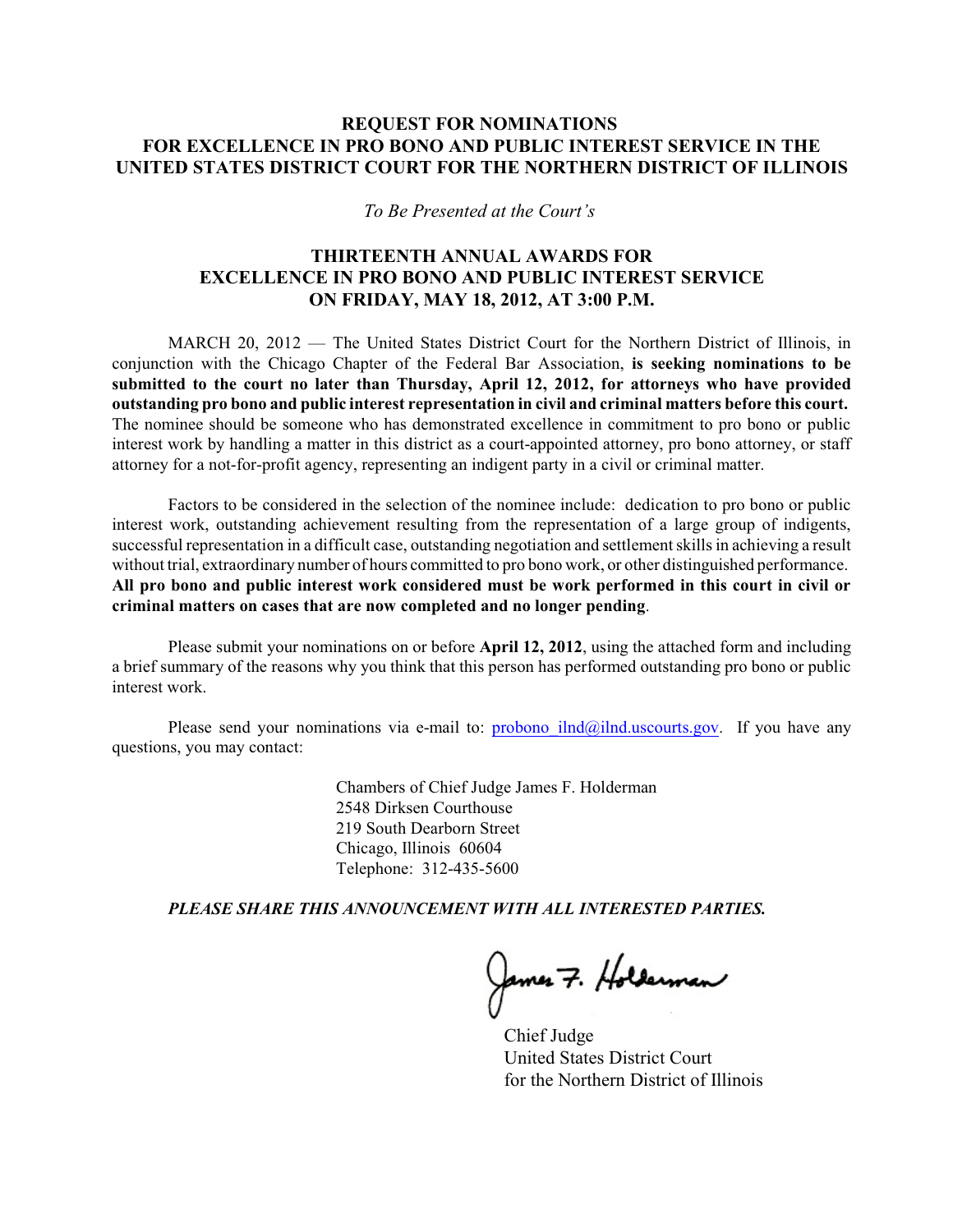# REQUEST FOR NOMINATIONS FOR EXCELLENCE IN PRO BONO AND PUBLIC INTEREST SERVICE IN THE UNITED STATES DISTRICT COURT FOR THE NORTHERN DISTRICT OF ILLINOIS

*To Be Presented at the Court's*

## THIRTEENTH ANNUAL AWARDS FOR EXCELLENCE IN PRO BONO AND PUBLIC INTEREST SERVICE ON FRIDAY, MAY 18, 2012, AT 3:00 P.M.

MARCH 20, 2012 — The United States District Court for the Northern District of Illinois, in conjunction with the Chicago Chapter of the Federal Bar Association, **is seeking nominations to be submitted to the court no later than Thursday, April 12, 2012, for attorneys who have provided outstanding pro bono and public interest representation in civil and criminal matters before this court.** The nominee should be someone who has demonstrated excellence in commitment to pro bono or public interest work by handling a matter in this district as a court-appointed attorney, pro bono attorney, or staff attorney for a not-for-profit agency, representing an indigent party in a civil or criminal matter.

Factors to be considered in the selection of the nominee include: dedication to pro bono or public interest work, outstanding achievement resulting from the representation of a large group of indigents, successful representation in a difficult case, outstanding negotiation and settlement skills in achieving a result without trial, extraordinary number of hours committed to pro bono work, or other distinguished performance. **All pro bono and public interest work considered must be work performed in this court in civil or criminal matters on cases that are now completed and no longer pending**.

Please submit your nominations on or before **April 12, 2012**, using the attached form and including a brief summary of the reasons why you think that this person has performed outstanding pro bono or public interest work.

Please send your nominations via e-mail to: probono_ilnd@ilnd.uscourts.gov. If you have any questions, you may contact:

Chambers of Chief Judge James F. Holderman
2548 Dirksen Courthouse
219 South Dearborn Street
Chicago, Illinois 60604
Telephone: 312-435-5600

***PLEASE SHARE THIS ANNOUNCEMENT WITH ALL INTERESTED PARTIES.***

James F. Holderman

Chief Judge
United States District Court
for the Northern District of Illinois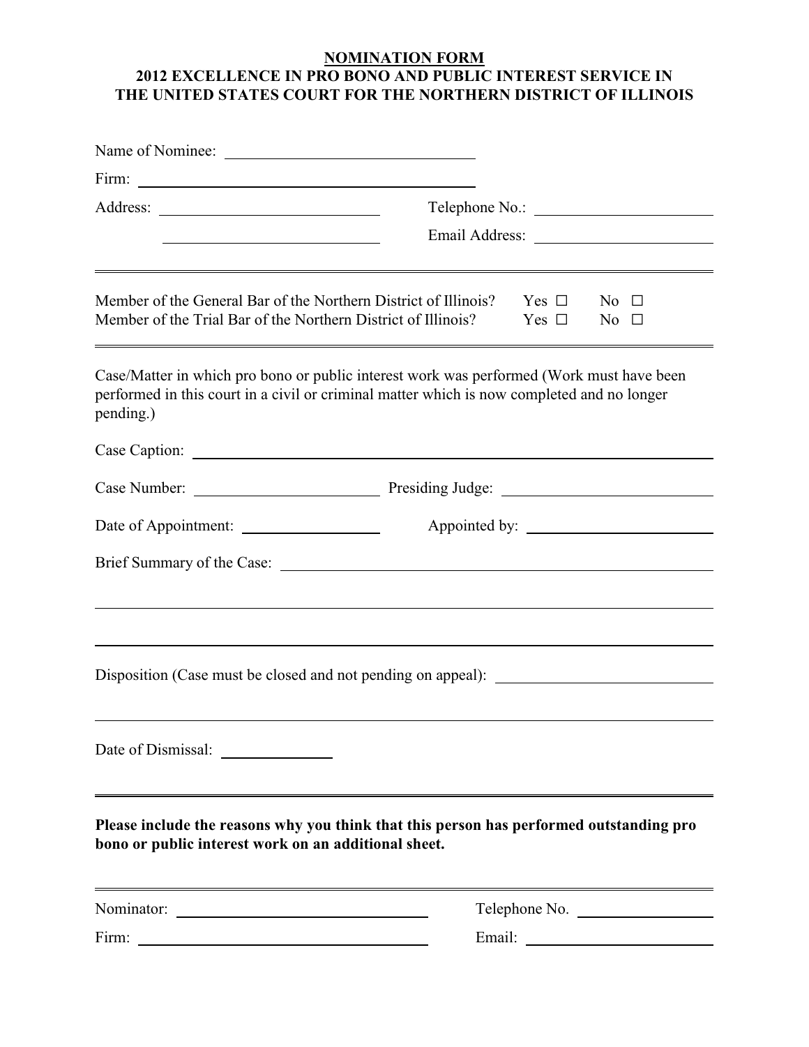**NOMINATION FORM**

**2012 EXCELLENCE IN PRO BONO AND PUBLIC INTEREST SERVICE IN THE UNITED STATES COURT FOR THE NORTHERN DISTRICT OF ILLINOIS**

Name of Nominee: ______________________________

Firm: ________________________________________

Address: ___________________________ Telephone No.: ______________________

___________________________ Email Address: ______________________

---

Member of the General Bar of the Northern District of Illinois? Yes ☐ No ☐

Member of the Trial Bar of the Northern District of Illinois? Yes ☐ No ☐

---

Case/Matter in which pro bono or public interest work was performed (Work must have been performed in this court in a civil or criminal matter which is now completed and no longer pending.)

Case Caption: ____________________________________________________________

Case Number: ______________________ Presiding Judge: __________________________

Date of Appointment: ________________ Appointed by: ______________________

Brief Summary of the Case: ________________________________________________

__________________________________________________________________________

__________________________________________________________________________

Disposition (Case must be closed and not pending on appeal): ___________________________

__________________________________________________________________________

Date of Dismissal: ______________

---

**Please include the reasons why you think that this person has performed outstanding pro bono or public interest work on an additional sheet.**

---

Nominator: ________________________________ Telephone No. __________________

Firm: ____________________________________ Email: ________________________